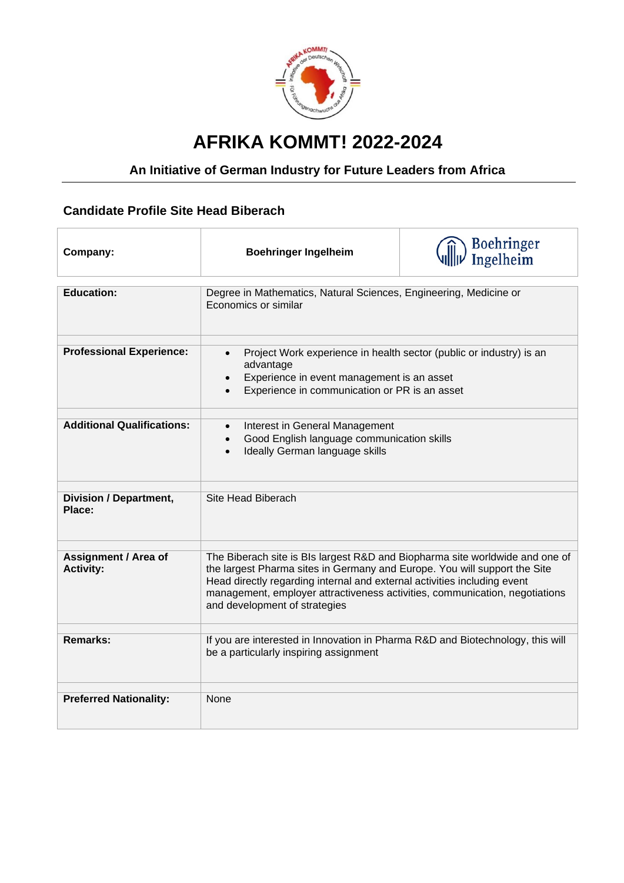# AFRIKA KOMMT! 2022-2024

## An Initiative of German Industry for Future Leaders from Africa

### Candidate Profile Site Head Biberach

| **Company:** | **Boehringer Ingelheim** |
|---|---|
| **Education:** | Degree in Mathematics, Natural Sciences, Engineering, Medicine or Economics or similar |
| **Professional Experience:** | • Project Work experience in health sector (public or industry) is an advantage<br>• Experience in event management is an asset<br>• Experience in communication or PR is an asset |
| **Additional Qualifications:** | • Interest in General Management<br>• Good English language communication skills<br>• Ideally German language skills |
| **Division / Department, Place:** | Site Head Biberach |
| **Assignment / Area of Activity:** | The Biberach site is BIs largest R&D and Biopharma site worldwide and one of the largest Pharma sites in Germany and Europe. You will support the Site Head directly regarding internal and external activities including event management, employer attractiveness activities, communication, negotiations and development of strategies |
| **Remarks:** | If you are interested in Innovation in Pharma R&D and Biotechnology, this will be a particularly inspiring assignment |
| **Preferred Nationality:** | None |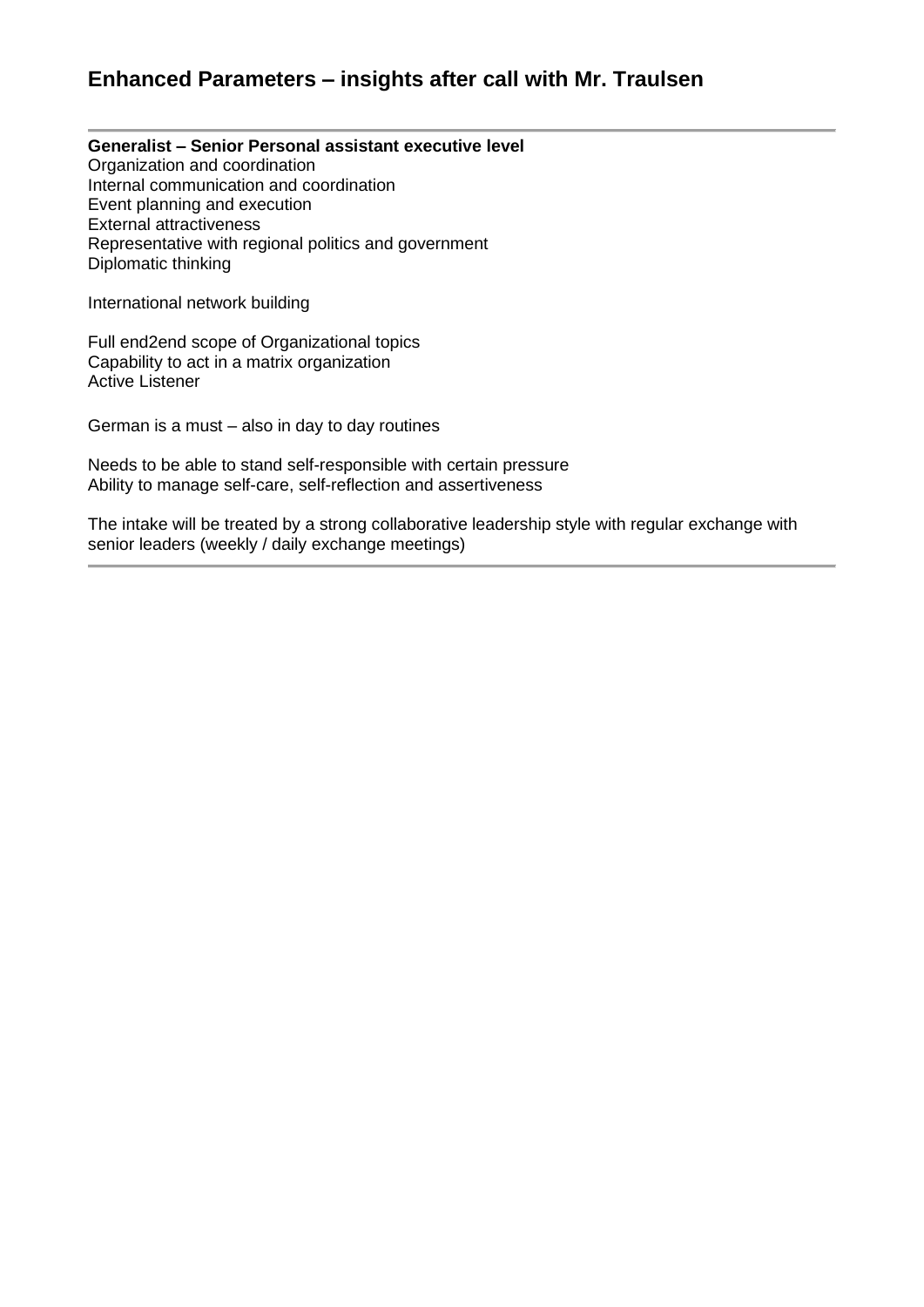## Enhanced Parameters – insights after call with Mr. Traulsen

---

**Generalist – Senior Personal assistant executive level**
Organization and coordination
Internal communication and coordination
Event planning and execution
External attractiveness
Representative with regional politics and government
Diplomatic thinking

International network building

Full end2end scope of Organizational topics
Capability to act in a matrix organization
Active Listener

German is a must – also in day to day routines

Needs to be able to stand self-responsible with certain pressure
Ability to manage self-care, self-reflection and assertiveness

The intake will be treated by a strong collaborative leadership style with regular exchange with senior leaders (weekly / daily exchange meetings)

---